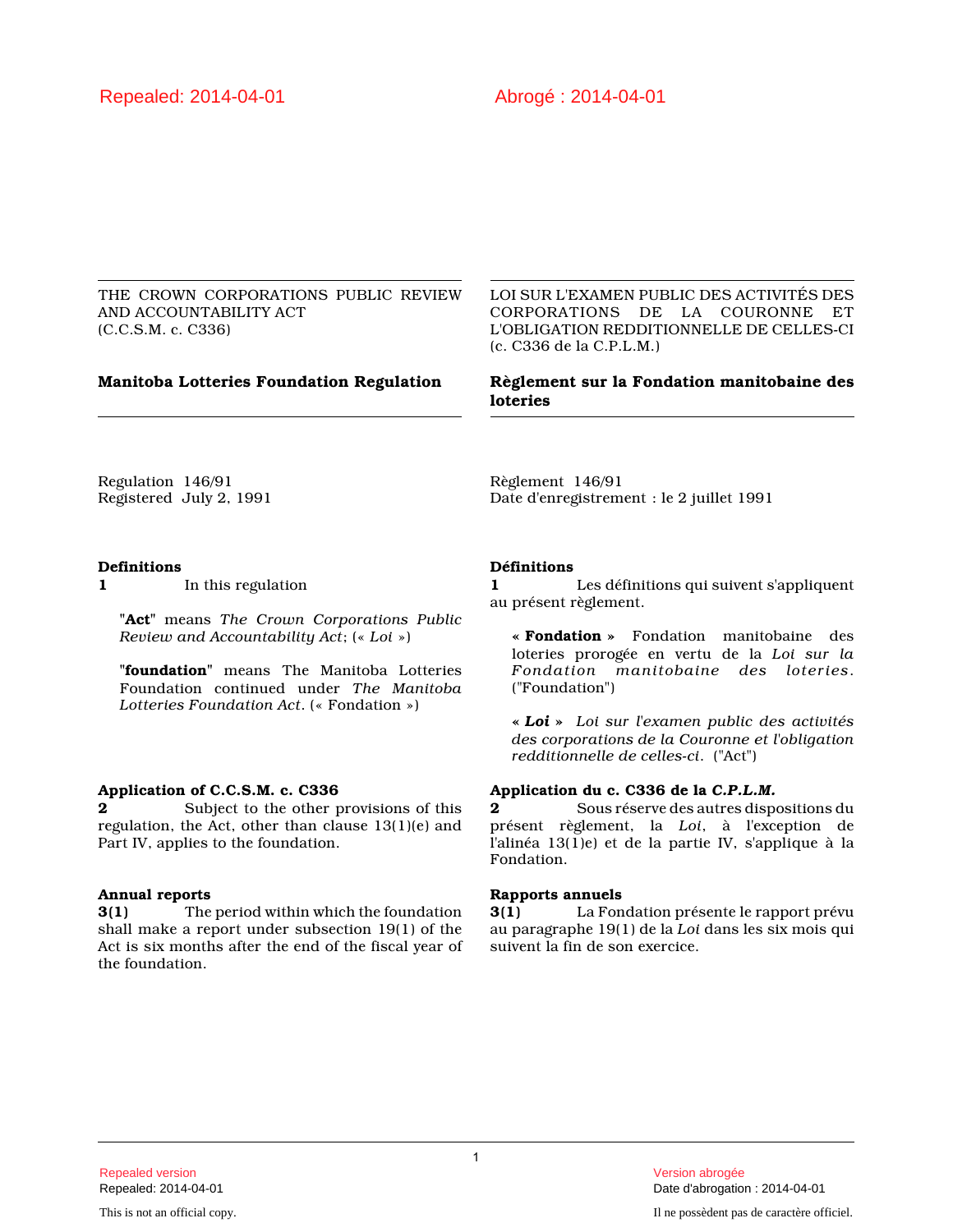Repealed: 2014-04-01

THE CROWN CORPORATIONS PUBLIC REVIEW AND ACCOUNTABILITY ACT
(C.C.S.M. c. C336)

## Manitoba Lotteries Foundation Regulation

Regulation 146/91
Registered July 2, 1991

### Definitions

**1** In this regulation

"**Act**" means *The Crown Corporations Public Review and Accountability Act*; (« *Loi* »)

"**foundation**" means The Manitoba Lotteries Foundation continued under *The Manitoba Lotteries Foundation Act*. (« Fondation »)

### Application of C.C.S.M. c. C336

**2** Subject to the other provisions of this regulation, the Act, other than clause 13(1)(e) and Part IV, applies to the foundation.

### Annual reports

**3(1)** The period within which the foundation shall make a report under subsection 19(1) of the Act is six months after the end of the fiscal year of the foundation.

---

Abrogé : 2014-04-01

LOI SUR L'EXAMEN PUBLIC DES ACTIVITÉS DES CORPORATIONS DE LA COURONNE ET L'OBLIGATION REDDITIONNELLE DE CELLES-CI
(c. C336 de la C.P.L.M.)

## Règlement sur la Fondation manitobaine des loteries

Règlement 146/91
Date d'enregistrement : le 2 juillet 1991

### Définitions

**1** Les définitions qui suivent s'appliquent au présent règlement.

« **Fondation** » Fondation manitobaine des loteries prorogée en vertu de la *Loi sur la Fondation manitobaine des loteries*. ("Foundation")

« ***Loi*** » *Loi sur l'examen public des activités des corporations de la Couronne et l'obligation redditionnelle de celles-ci*. ("Act")

### Application du c. C336 de la *C.P.L.M.*

**2** Sous réserve des autres dispositions du présent règlement, la *Loi*, à l'exception de l'alinéa 13(1)e) et de la partie IV, s'applique à la Fondation.

### Rapports annuels

**3(1)** La Fondation présente le rapport prévu au paragraphe 19(1) de la *Loi* dans les six mois qui suivent la fin de son exercice.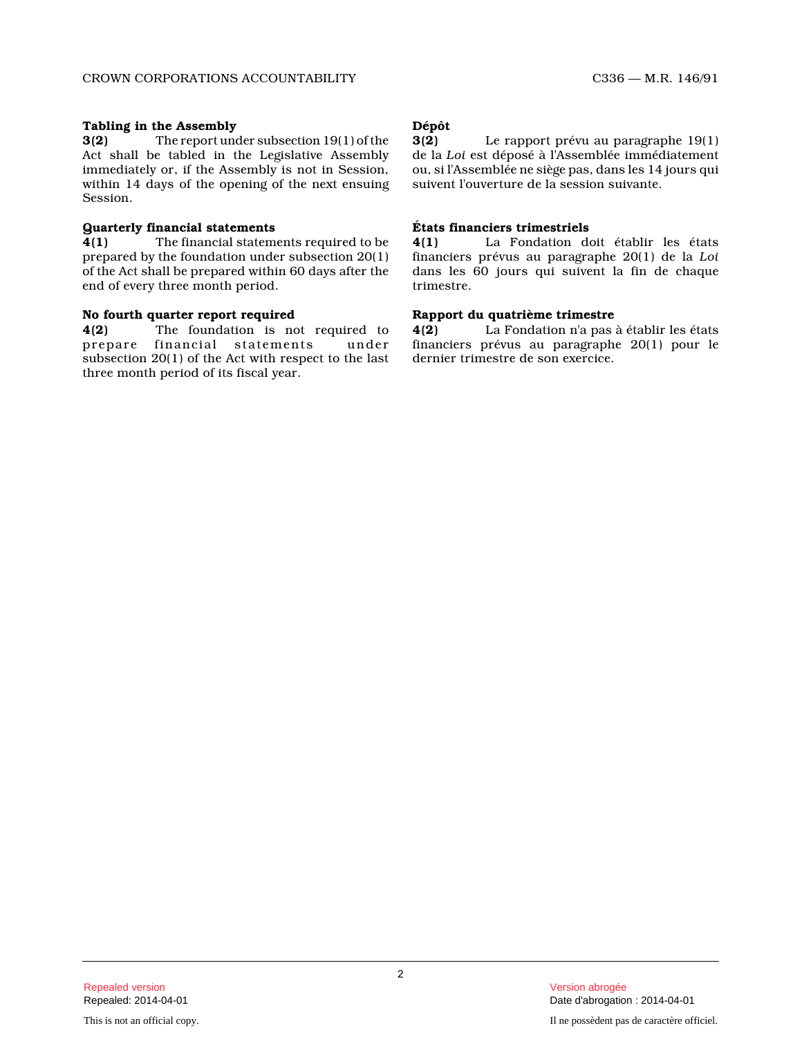**Tabling in the Assembly**

**3(2)** The report under subsection 19(1) of the Act shall be tabled in the Legislative Assembly immediately or, if the Assembly is not in Session, within 14 days of the opening of the next ensuing Session.

**Quarterly financial statements**

**4(1)** The financial statements required to be prepared by the foundation under subsection 20(1) of the Act shall be prepared within 60 days after the end of every three month period.

**No fourth quarter report required**

**4(2)** The foundation is not required to prepare financial statements under subsection 20(1) of the Act with respect to the last three month period of its fiscal year.

**Dépôt**

**3(2)** Le rapport prévu au paragraphe 19(1) de la *Loi* est déposé à l'Assemblée immédiatement ou, si l'Assemblée ne siège pas, dans les 14 jours qui suivent l'ouverture de la session suivante.

**États financiers trimestriels**

**4(1)** La Fondation doit établir les états financiers prévus au paragraphe 20(1) de la *Loi* dans les 60 jours qui suivent la fin de chaque trimestre.

**Rapport du quatrième trimestre**

**4(2)** La Fondation n'a pas à établir les états financiers prévus au paragraphe 20(1) pour le dernier trimestre de son exercice.

Repealed version
Repealed: 2014-04-01

This is not an official copy.

Version abrogée
Date d'abrogation : 2014-04-01

Il ne possèdent pas de caractère officiel.